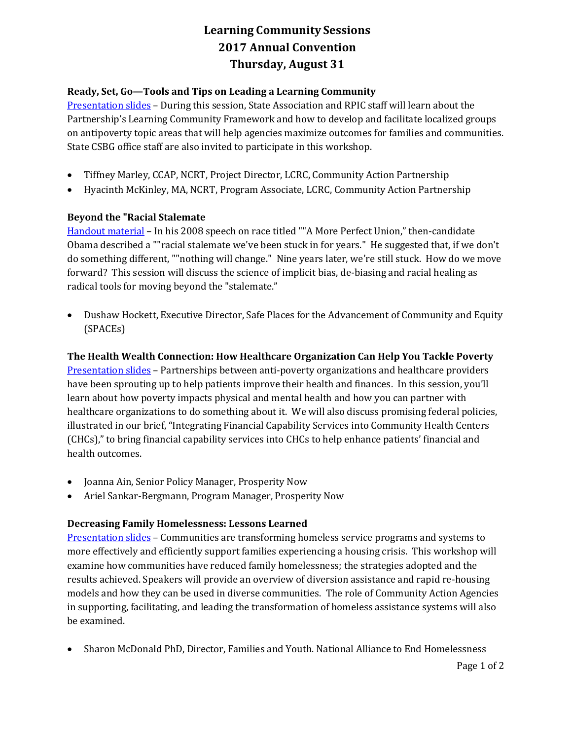# Learning Community Sessions
# 2017 Annual Convention
# Thursday, August 31

### Ready, Set, Go—Tools and Tips on Leading a Learning Community

Presentation slides – During this session, State Association and RPIC staff will learn about the Partnership's Learning Community Framework and how to develop and facilitate localized groups on antipoverty topic areas that will help agencies maximize outcomes for families and communities. State CSBG office staff are also invited to participate in this workshop.

- Tiffney Marley, CCAP, NCRT, Project Director, LCRC, Community Action Partnership
- Hyacinth McKinley, MA, NCRT, Program Associate, LCRC, Community Action Partnership

### Beyond the "Racial Stalemate

Handout material – In his 2008 speech on race titled ""A More Perfect Union," then-candidate Obama described a ""racial stalemate we've been stuck in for years." He suggested that, if we don't do something different, ""nothing will change." Nine years later, we're still stuck. How do we move forward? This session will discuss the science of implicit bias, de-biasing and racial healing as radical tools for moving beyond the "stalemate."

- Dushaw Hockett, Executive Director, Safe Places for the Advancement of Community and Equity (SPACEs)

### The Health Wealth Connection: How Healthcare Organization Can Help You Tackle Poverty

Presentation slides – Partnerships between anti-poverty organizations and healthcare providers have been sprouting up to help patients improve their health and finances. In this session, you'll learn about how poverty impacts physical and mental health and how you can partner with healthcare organizations to do something about it. We will also discuss promising federal policies, illustrated in our brief, "Integrating Financial Capability Services into Community Health Centers (CHCs)," to bring financial capability services into CHCs to help enhance patients' financial and health outcomes.

- Joanna Ain, Senior Policy Manager, Prosperity Now
- Ariel Sankar-Bergmann, Program Manager, Prosperity Now

### Decreasing Family Homelessness: Lessons Learned

Presentation slides – Communities are transforming homeless service programs and systems to more effectively and efficiently support families experiencing a housing crisis. This workshop will examine how communities have reduced family homelessness; the strategies adopted and the results achieved. Speakers will provide an overview of diversion assistance and rapid re-housing models and how they can be used in diverse communities. The role of Community Action Agencies in supporting, facilitating, and leading the transformation of homeless assistance systems will also be examined.

- Sharon McDonald PhD, Director, Families and Youth. National Alliance to End Homelessness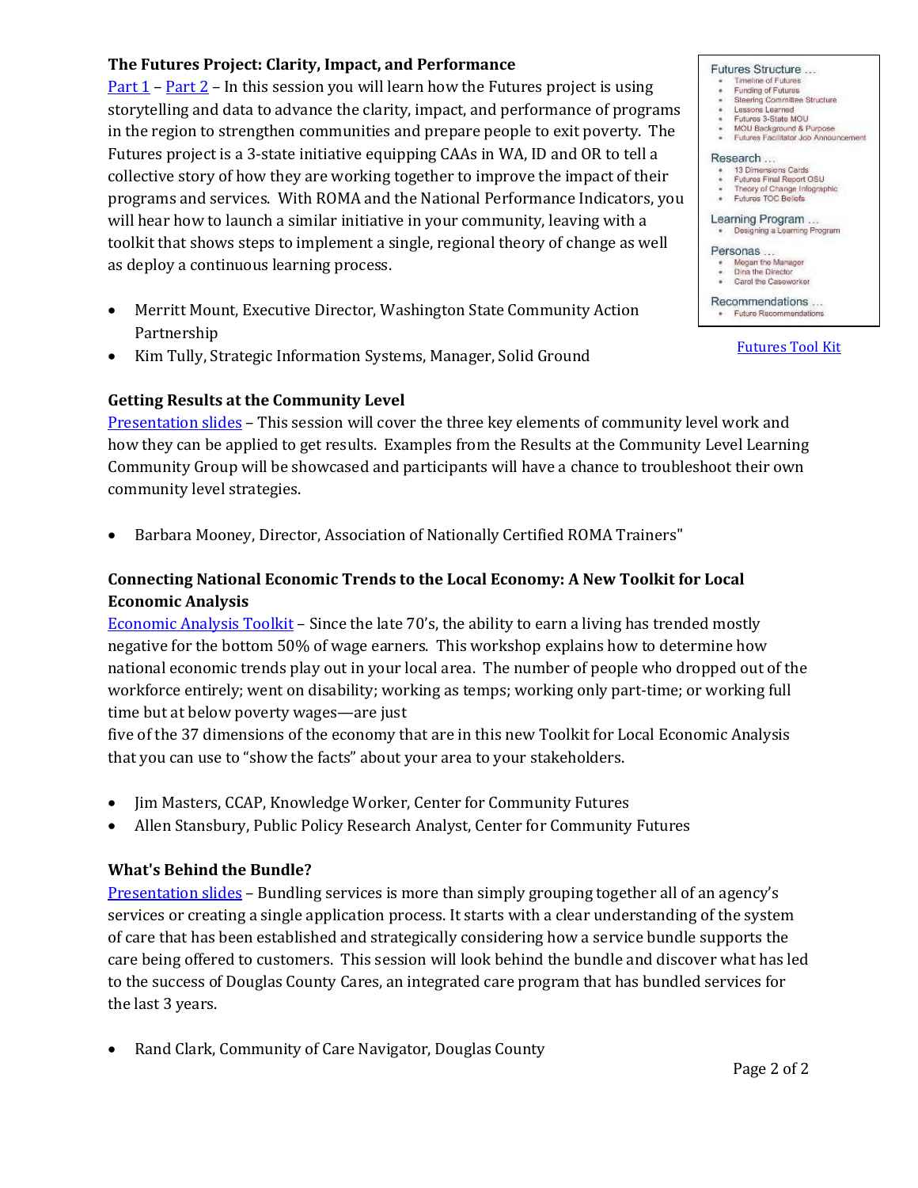### The Futures Project: Clarity, Impact, and Performance

Part 1 – Part 2 – In this session you will learn how the Futures project is using storytelling and data to advance the clarity, impact, and performance of programs in the region to strengthen communities and prepare people to exit poverty. The Futures project is a 3-state initiative equipping CAAs in WA, ID and OR to tell a collective story of how they are working together to improve the impact of their programs and services. With ROMA and the National Performance Indicators, you will hear how to launch a similar initiative in your community, leaving with a toolkit that shows steps to implement a single, regional theory of change as well as deploy a continuous learning process.

- Merritt Mount, Executive Director, Washington State Community Action Partnership
- Kim Tully, Strategic Information Systems, Manager, Solid Ground

Futures Structure ...
- Timeline of Futures
- Funding of Futures
- Steering Committee Structure
- Lessons Learned
- Futures 3-State MOU
- MOU Background & Purpose
- Futures Facilitator Job Announcement

Research ...
- 13 Dimensions Cards
- Futures Final Report OSU
- Theory of Change Infographic
- Futures TOC Beliefs

Learning Program ...
- Designing a Learning Program

Personas ...
- Megan the Manager
- Dina the Director
- Carol the Caseworker

Recommendations ...
- Future Recommendations

Futures Tool Kit

### Getting Results at the Community Level

Presentation slides – This session will cover the three key elements of community level work and how they can be applied to get results. Examples from the Results at the Community Level Learning Community Group will be showcased and participants will have a chance to troubleshoot their own community level strategies.

- Barbara Mooney, Director, Association of Nationally Certified ROMA Trainers"

### Connecting National Economic Trends to the Local Economy: A New Toolkit for Local Economic Analysis

Economic Analysis Toolkit – Since the late 70's, the ability to earn a living has trended mostly negative for the bottom 50% of wage earners. This workshop explains how to determine how national economic trends play out in your local area. The number of people who dropped out of the workforce entirely; went on disability; working as temps; working only part-time; or working full time but at below poverty wages—are just five of the 37 dimensions of the economy that are in this new Toolkit for Local Economic Analysis that you can use to "show the facts" about your area to your stakeholders.

- Jim Masters, CCAP, Knowledge Worker, Center for Community Futures
- Allen Stansbury, Public Policy Research Analyst, Center for Community Futures

### What's Behind the Bundle?

Presentation slides – Bundling services is more than simply grouping together all of an agency's services or creating a single application process. It starts with a clear understanding of the system of care that has been established and strategically considering how a service bundle supports the care being offered to customers. This session will look behind the bundle and discover what has led to the success of Douglas County Cares, an integrated care program that has bundled services for the last 3 years.

- Rand Clark, Community of Care Navigator, Douglas County